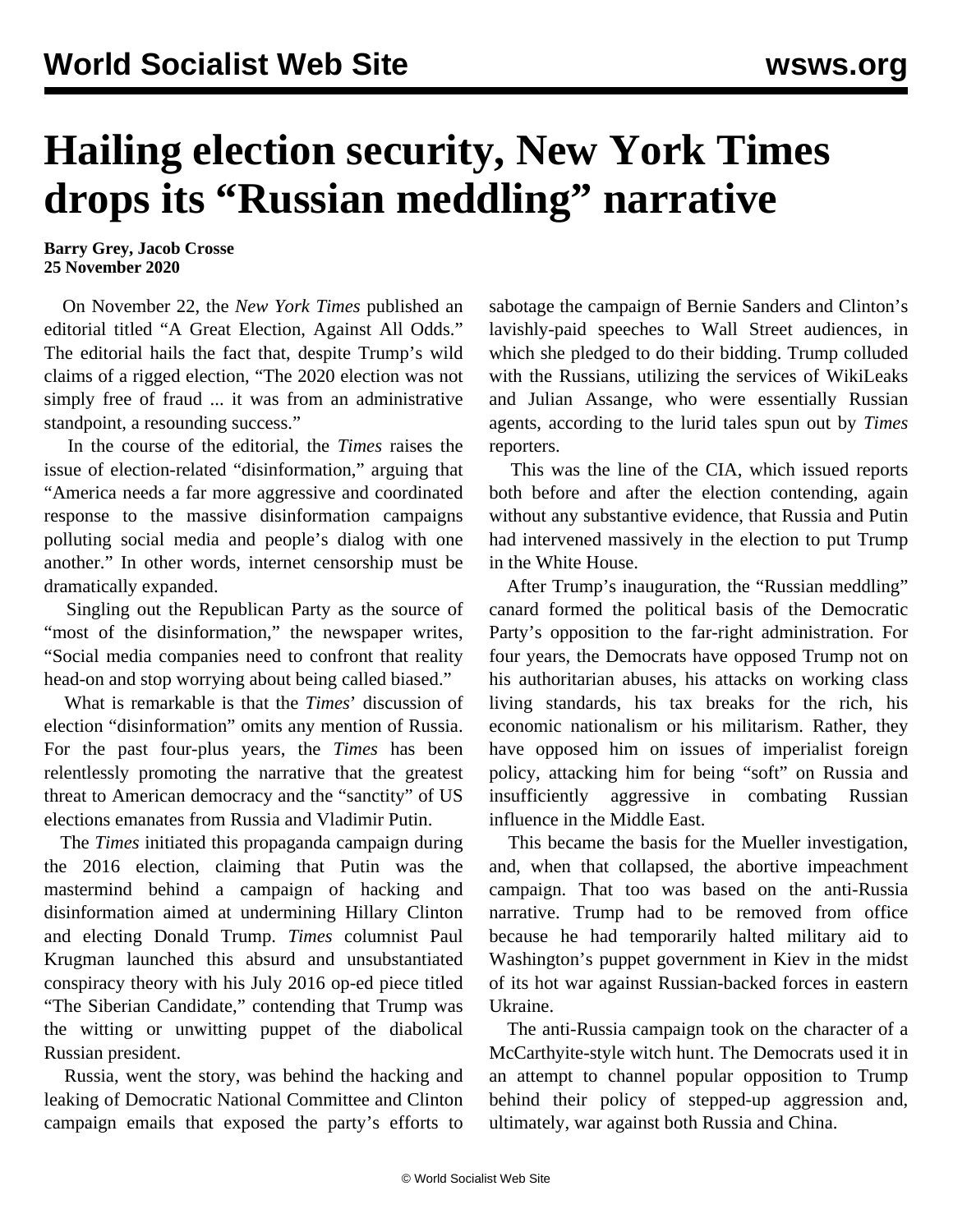# Hailing election security, New York Times drops its "Russian meddling" narrative

**Barry Grey, Jacob Crosse**
**25 November 2020**

On November 22, the *New York Times* published an editorial titled "A Great Election, Against All Odds." The editorial hails the fact that, despite Trump's wild claims of a rigged election, "The 2020 election was not simply free of fraud ... it was from an administrative standpoint, a resounding success."

In the course of the editorial, the *Times* raises the issue of election-related "disinformation," arguing that "America needs a far more aggressive and coordinated response to the massive disinformation campaigns polluting social media and people's dialog with one another." In other words, internet censorship must be dramatically expanded.

Singling out the Republican Party as the source of "most of the disinformation," the newspaper writes, "Social media companies need to confront that reality head-on and stop worrying about being called biased."

What is remarkable is that the *Times*' discussion of election "disinformation" omits any mention of Russia. For the past four-plus years, the *Times* has been relentlessly promoting the narrative that the greatest threat to American democracy and the "sanctity" of US elections emanates from Russia and Vladimir Putin.

The *Times* initiated this propaganda campaign during the 2016 election, claiming that Putin was the mastermind behind a campaign of hacking and disinformation aimed at undermining Hillary Clinton and electing Donald Trump. *Times* columnist Paul Krugman launched this absurd and unsubstantiated conspiracy theory with his July 2016 op-ed piece titled "The Siberian Candidate," contending that Trump was the witting or unwitting puppet of the diabolical Russian president.

Russia, went the story, was behind the hacking and leaking of Democratic National Committee and Clinton campaign emails that exposed the party's efforts to sabotage the campaign of Bernie Sanders and Clinton's lavishly-paid speeches to Wall Street audiences, in which she pledged to do their bidding. Trump colluded with the Russians, utilizing the services of WikiLeaks and Julian Assange, who were essentially Russian agents, according to the lurid tales spun out by *Times* reporters.

This was the line of the CIA, which issued reports both before and after the election contending, again without any substantive evidence, that Russia and Putin had intervened massively in the election to put Trump in the White House.

After Trump's inauguration, the "Russian meddling" canard formed the political basis of the Democratic Party's opposition to the far-right administration. For four years, the Democrats have opposed Trump not on his authoritarian abuses, his attacks on working class living standards, his tax breaks for the rich, his economic nationalism or his militarism. Rather, they have opposed him on issues of imperialist foreign policy, attacking him for being "soft" on Russia and insufficiently aggressive in combating Russian influence in the Middle East.

This became the basis for the Mueller investigation, and, when that collapsed, the abortive impeachment campaign. That too was based on the anti-Russia narrative. Trump had to be removed from office because he had temporarily halted military aid to Washington's puppet government in Kiev in the midst of its hot war against Russian-backed forces in eastern Ukraine.

The anti-Russia campaign took on the character of a McCarthyite-style witch hunt. The Democrats used it in an attempt to channel popular opposition to Trump behind their policy of stepped-up aggression and, ultimately, war against both Russia and China.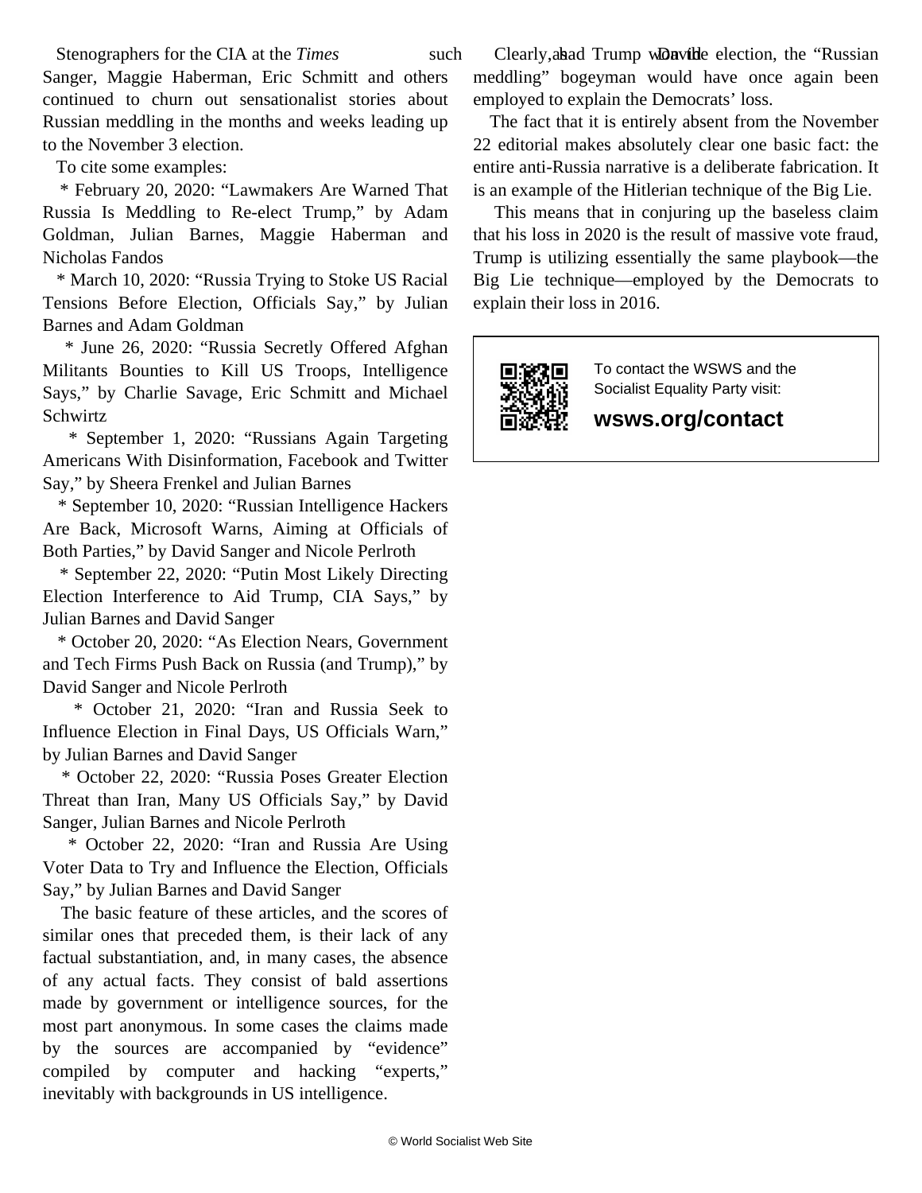Stenographers for the CIA at the *Times* such as David Sanger, Maggie Haberman, Eric Schmitt and others continued to churn out sensationalist stories about Russian meddling in the months and weeks leading up to the November 3 election.

To cite some examples:

* February 20, 2020: "Lawmakers Are Warned That Russia Is Meddling to Re-elect Trump," by Adam Goldman, Julian Barnes, Maggie Haberman and Nicholas Fandos

* March 10, 2020: "Russia Trying to Stoke US Racial Tensions Before Election, Officials Say," by Julian Barnes and Adam Goldman

* June 26, 2020: "Russia Secretly Offered Afghan Militants Bounties to Kill US Troops, Intelligence Says," by Charlie Savage, Eric Schmitt and Michael Schwirtz

* September 1, 2020: "Russians Again Targeting Americans With Disinformation, Facebook and Twitter Say," by Sheera Frenkel and Julian Barnes

* September 10, 2020: "Russian Intelligence Hackers Are Back, Microsoft Warns, Aiming at Officials of Both Parties," by David Sanger and Nicole Perlroth

* September 22, 2020: "Putin Most Likely Directing Election Interference to Aid Trump, CIA Says," by Julian Barnes and David Sanger

* October 20, 2020: "As Election Nears, Government and Tech Firms Push Back on Russia (and Trump)," by David Sanger and Nicole Perlroth

* October 21, 2020: "Iran and Russia Seek to Influence Election in Final Days, US Officials Warn," by Julian Barnes and David Sanger

* October 22, 2020: "Russia Poses Greater Election Threat than Iran, Many US Officials Say," by David Sanger, Julian Barnes and Nicole Perlroth

* October 22, 2020: "Iran and Russia Are Using Voter Data to Try and Influence the Election, Officials Say," by Julian Barnes and David Sanger

The basic feature of these articles, and the scores of similar ones that preceded them, is their lack of any factual substantiation, and, in many cases, the absence of any actual facts. They consist of bald assertions made by government or intelligence sources, for the most part anonymous. In some cases the claims made by the sources are accompanied by "evidence" compiled by computer and hacking "experts," inevitably with backgrounds in US intelligence.

Clearly, had Trump won the election, the "Russian meddling" bogeyman would have once again been employed to explain the Democrats' loss.

The fact that it is entirely absent from the November 22 editorial makes absolutely clear one basic fact: the entire anti-Russia narrative is a deliberate fabrication. It is an example of the Hitlerian technique of the Big Lie.

This means that in conjuring up the baseless claim that his loss in 2020 is the result of massive vote fraud, Trump is utilizing essentially the same playbook—the Big Lie technique—employed by the Democrats to explain their loss in 2016.

To contact the WSWS and the Socialist Equality Party visit:

**wsws.org/contact**